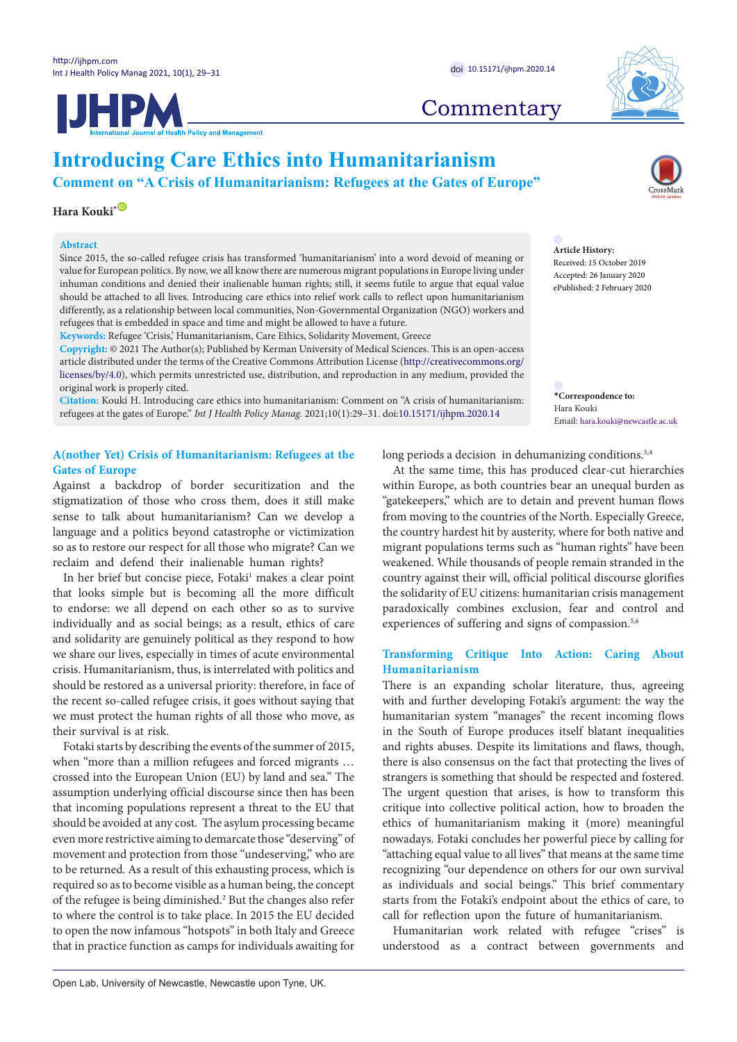Commentary

# Introducing Care Ethics into Humanitarianism

## Comment on "A Crisis of Humanitarianism: Refugees at the Gates of Europe"

**Hara Kouki***

### Abstract

Since 2015, the so-called refugee crisis has transformed 'humanitarianism' into a word devoid of meaning or value for European politics. By now, we all know there are numerous migrant populations in Europe living under inhuman conditions and denied their inalienable human rights; still, it seems futile to argue that equal value should be attached to all lives. Introducing care ethics into relief work calls to reflect upon humanitarianism differently, as a relationship between local communities, Non-Governmental Organization (NGO) workers and refugees that is embedded in space and time and might be allowed to have a future.

**Keywords:** Refugee 'Crisis,' Humanitarianism, Care Ethics, Solidarity Movement, Greece

**Copyright:** © 2021 The Author(s); Published by Kerman University of Medical Sciences. This is an open-access article distributed under the terms of the Creative Commons Attribution License (http://creativecommons.org/licenses/by/4.0), which permits unrestricted use, distribution, and reproduction in any medium, provided the original work is properly cited.

**Citation:** Kouki H. Introducing care ethics into humanitarianism: Comment on "A crisis of humanitarianism: refugees at the gates of Europe." *Int J Health Policy Manag.* 2021;10(1):29–31. doi:10.15171/ijhpm.2020.14

**Article History:**
Received: 15 October 2019
Accepted: 26 January 2020
ePublished: 2 February 2020

***Correspondence to:**
Hara Kouki
Email: hara.kouki@newcastle.ac.uk

### A(nother Yet) Crisis of Humanitarianism: Refugees at the Gates of Europe

Against a backdrop of border securitization and the stigmatization of those who cross them, does it still make sense to talk about humanitarianism? Can we develop a language and a politics beyond catastrophe or victimization so as to restore our respect for all those who migrate? Can we reclaim and defend their inalienable human rights?

In her brief but concise piece, Fotaki[1] makes a clear point that looks simple but is becoming all the more difficult to endorse: we all depend on each other so as to survive individually and as social beings; as a result, ethics of care and solidarity are genuinely political as they respond to how we share our lives, especially in times of acute environmental crisis. Humanitarianism, thus, is interrelated with politics and should be restored as a universal priority: therefore, in face of the recent so-called refugee crisis, it goes without saying that we must protect the human rights of all those who move, as their survival is at risk.

Fotaki starts by describing the events of the summer of 2015, when "more than a million refugees and forced migrants … crossed into the European Union (EU) by land and sea." The assumption underlying official discourse since then has been that incoming populations represent a threat to the EU that should be avoided at any cost. The asylum processing became even more restrictive aiming to demarcate those "deserving" of movement and protection from those "undeserving," who are to be returned. As a result of this exhausting process, which is required so as to become visible as a human being, the concept of the refugee is being diminished.[2] But the changes also refer to where the control is to take place. In 2015 the EU decided to open the now infamous "hotspots" in both Italy and Greece that in practice function as camps for individuals awaiting for long periods a decision in dehumanizing conditions.[3,4]

At the same time, this has produced clear-cut hierarchies within Europe, as both countries bear an unequal burden as "gatekeepers," which are to detain and prevent human flows from moving to the countries of the North. Especially Greece, the country hardest hit by austerity, where for both native and migrant populations terms such as "human rights" have been weakened. While thousands of people remain stranded in the country against their will, official political discourse glorifies the solidarity of EU citizens: humanitarian crisis management paradoxically combines exclusion, fear and control and experiences of suffering and signs of compassion.[5,6]

### Transforming Critique Into Action: Caring About Humanitarianism

There is an expanding scholar literature, thus, agreeing with and further developing Fotaki's argument: the way the humanitarian system "manages" the recent incoming flows in the South of Europe produces itself blatant inequalities and rights abuses. Despite its limitations and flaws, though, there is also consensus on the fact that protecting the lives of strangers is something that should be respected and fostered. The urgent question that arises, is how to transform this critique into collective political action, how to broaden the ethics of humanitarianism making it (more) meaningful nowadays. Fotaki concludes her powerful piece by calling for "attaching equal value to all lives" that means at the same time recognizing "our dependence on others for our own survival as individuals and social beings." This brief commentary starts from the Fotaki's endpoint about the ethics of care, to call for reflection upon the future of humanitarianism.

Humanitarian work related with refugee "crises" is understood as a contract between governments and

Open Lab, University of Newcastle, Newcastle upon Tyne, UK.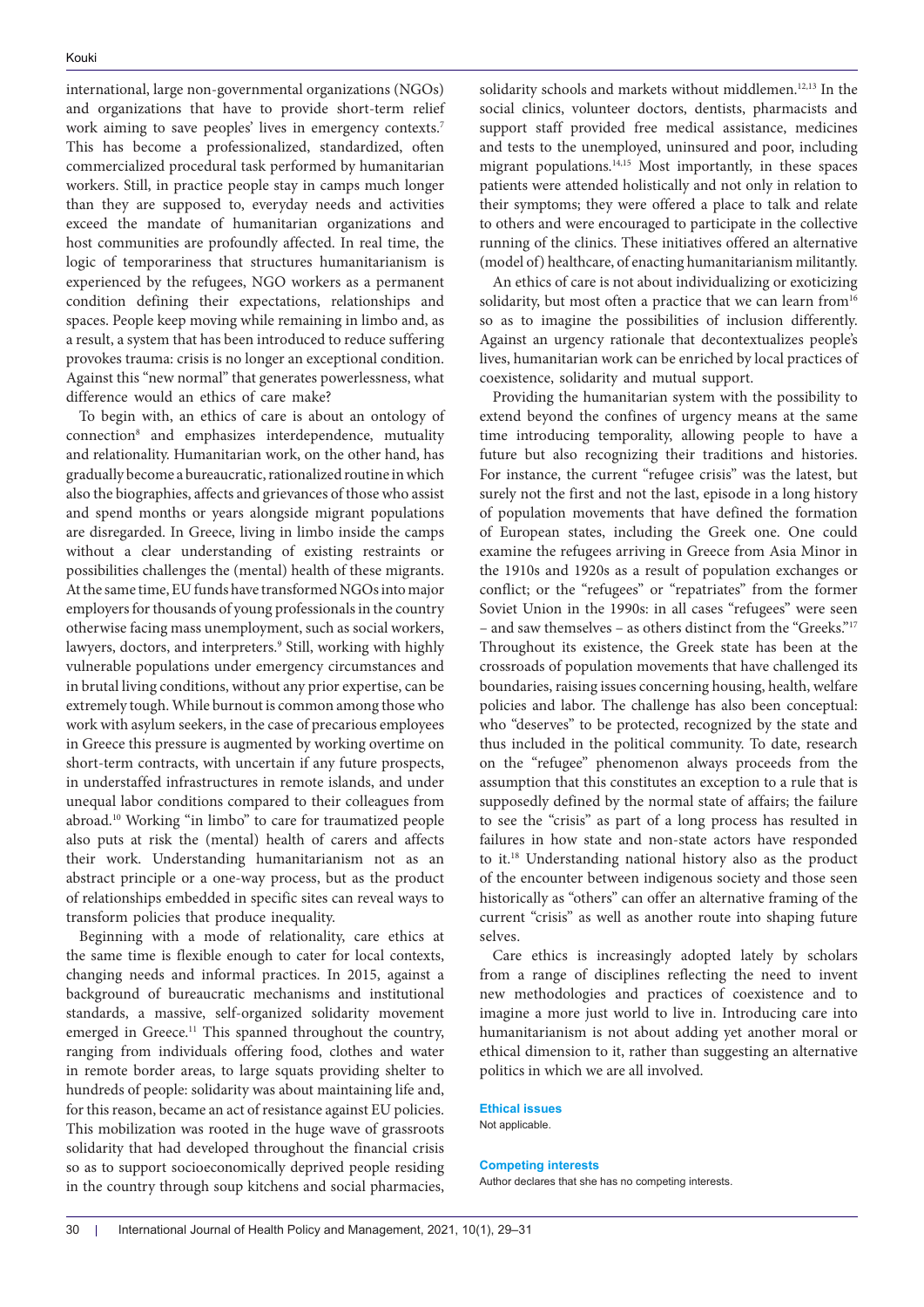international, large non-governmental organizations (NGOs) and organizations that have to provide short-term relief work aiming to save peoples' lives in emergency contexts.[7] This has become a professionalized, standardized, often commercialized procedural task performed by humanitarian workers. Still, in practice people stay in camps much longer than they are supposed to, everyday needs and activities exceed the mandate of humanitarian organizations and host communities are profoundly affected. In real time, the logic of temporariness that structures humanitarianism is experienced by the refugees, NGO workers as a permanent condition defining their expectations, relationships and spaces. People keep moving while remaining in limbo and, as a result, a system that has been introduced to reduce suffering provokes trauma: crisis is no longer an exceptional condition. Against this "new normal" that generates powerlessness, what difference would an ethics of care make?

To begin with, an ethics of care is about an ontology of connection[8] and emphasizes interdependence, mutuality and relationality. Humanitarian work, on the other hand, has gradually become a bureaucratic, rationalized routine in which also the biographies, affects and grievances of those who assist and spend months or years alongside migrant populations are disregarded. In Greece, living in limbo inside the camps without a clear understanding of existing restraints or possibilities challenges the (mental) health of these migrants. At the same time, EU funds have transformed NGOs into major employers for thousands of young professionals in the country otherwise facing mass unemployment, such as social workers, lawyers, doctors, and interpreters.[9] Still, working with highly vulnerable populations under emergency circumstances and in brutal living conditions, without any prior expertise, can be extremely tough. While burnout is common among those who work with asylum seekers, in the case of precarious employees in Greece this pressure is augmented by working overtime on short-term contracts, with uncertain if any future prospects, in understaffed infrastructures in remote islands, and under unequal labor conditions compared to their colleagues from abroad.[10] Working "in limbo" to care for traumatized people also puts at risk the (mental) health of carers and affects their work. Understanding humanitarianism not as an abstract principle or a one-way process, but as the product of relationships embedded in specific sites can reveal ways to transform policies that produce inequality.

Beginning with a mode of relationality, care ethics at the same time is flexible enough to cater for local contexts, changing needs and informal practices. In 2015, against a background of bureaucratic mechanisms and institutional standards, a massive, self-organized solidarity movement emerged in Greece.[11] This spanned throughout the country, ranging from individuals offering food, clothes and water in remote border areas, to large squats providing shelter to hundreds of people: solidarity was about maintaining life and, for this reason, became an act of resistance against EU policies. This mobilization was rooted in the huge wave of grassroots solidarity that had developed throughout the financial crisis so as to support socioeconomically deprived people residing in the country through soup kitchens and social pharmacies, solidarity schools and markets without middlemen.[12,13] In the social clinics, volunteer doctors, dentists, pharmacists and support staff provided free medical assistance, medicines and tests to the unemployed, uninsured and poor, including migrant populations.[14,15] Most importantly, in these spaces patients were attended holistically and not only in relation to their symptoms; they were offered a place to talk and relate to others and were encouraged to participate in the collective running of the clinics. These initiatives offered an alternative (model of) healthcare, of enacting humanitarianism militantly.

An ethics of care is not about individualizing or exoticizing solidarity, but most often a practice that we can learn from[16] so as to imagine the possibilities of inclusion differently. Against an urgency rationale that decontextualizes people's lives, humanitarian work can be enriched by local practices of coexistence, solidarity and mutual support.

Providing the humanitarian system with the possibility to extend beyond the confines of urgency means at the same time introducing temporality, allowing people to have a future but also recognizing their traditions and histories. For instance, the current "refugee crisis" was the latest, but surely not the first and not the last, episode in a long history of population movements that have defined the formation of European states, including the Greek one. One could examine the refugees arriving in Greece from Asia Minor in the 1910s and 1920s as a result of population exchanges or conflict; or the "refugees" or "repatriates" from the former Soviet Union in the 1990s: in all cases "refugees" were seen – and saw themselves – as others distinct from the "Greeks."[17] Throughout its existence, the Greek state has been at the crossroads of population movements that have challenged its boundaries, raising issues concerning housing, health, welfare policies and labor. The challenge has also been conceptual: who "deserves" to be protected, recognized by the state and thus included in the political community. To date, research on the "refugee" phenomenon always proceeds from the assumption that this constitutes an exception to a rule that is supposedly defined by the normal state of affairs; the failure to see the "crisis" as part of a long process has resulted in failures in how state and non-state actors have responded to it.[18] Understanding national history also as the product of the encounter between indigenous society and those seen historically as "others" can offer an alternative framing of the current "crisis" as well as another route into shaping future selves.

Care ethics is increasingly adopted lately by scholars from a range of disciplines reflecting the need to invent new methodologies and practices of coexistence and to imagine a more just world to live in. Introducing care into humanitarianism is not about adding yet another moral or ethical dimension to it, rather than suggesting an alternative politics in which we are all involved.

**Ethical issues**

Not applicable.

**Competing interests**

Author declares that she has no competing interests.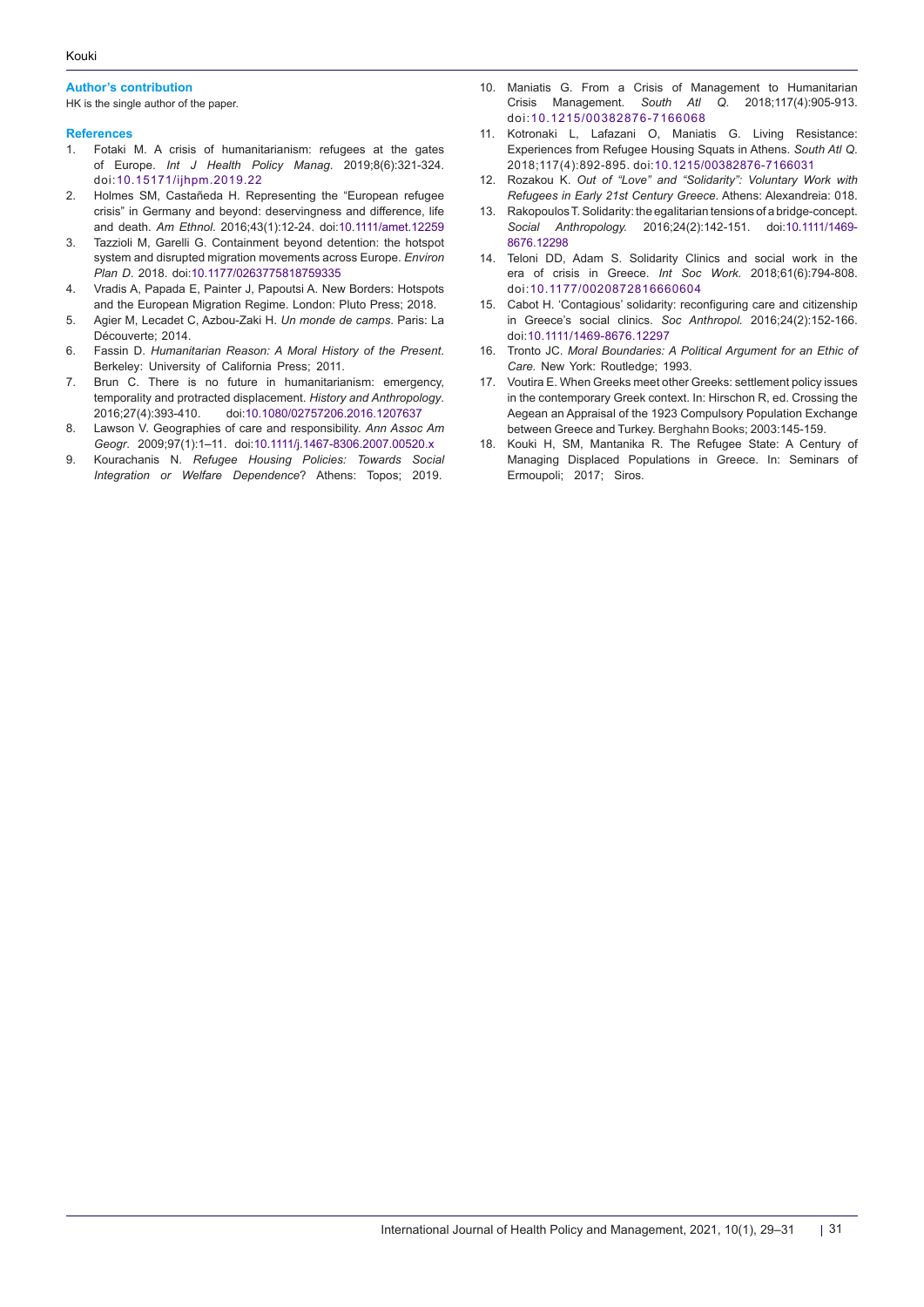## Author's contribution

HK is the single author of the paper.

## References

1. Fotaki M. A crisis of humanitarianism: refugees at the gates of Europe. *Int J Health Policy Manag*. 2019;8(6):321-324. doi:10.15171/ijhpm.2019.22
2. Holmes SM, Castañeda H. Representing the "European refugee crisis" in Germany and beyond: deservingness and difference, life and death. *Am Ethnol*. 2016;43(1):12-24. doi:10.1111/amet.12259
3. Tazzioli M, Garelli G. Containment beyond detention: the hotspot system and disrupted migration movements across Europe. *Environ Plan D*. 2018. doi:10.1177/0263775818759335
4. Vradis A, Papada E, Painter J, Papoutsi A. New Borders: Hotspots and the European Migration Regime. London: Pluto Press; 2018.
5. Agier M, Lecadet C, Azbou-Zaki H. *Un monde de camps*. Paris: La Découverte; 2014.
6. Fassin D. *Humanitarian Reason: A Moral History of the Present*. Berkeley: University of California Press; 2011.
7. Brun C. There is no future in humanitarianism: emergency, temporality and protracted displacement. *History and Anthropology*. 2016;27(4):393-410. doi:10.1080/02757206.2016.1207637
8. Lawson V. Geographies of care and responsibility. *Ann Assoc Am Geogr*. 2009;97(1):1–11. doi:10.1111/j.1467-8306.2007.00520.x
9. Kourachanis N. *Refugee Housing Policies: Towards Social Integration or Welfare Dependence*? Athens: Topos; 2019.
10. Maniatis G. From a Crisis of Management to Humanitarian Crisis Management. *South Atl Q*. 2018;117(4):905-913. doi:10.1215/00382876-7166068
11. Kotronaki L, Lafazani O, Maniatis G. Living Resistance: Experiences from Refugee Housing Squats in Athens. *South Atl Q*. 2018;117(4):892-895. doi:10.1215/00382876-7166031
12. Rozakou K. *Out of "Love" and "Solidarity": Voluntary Work with Refugees in Early 21st Century Greece*. Athens: Alexandreia: 018.
13. Rakopoulos T. Solidarity: the egalitarian tensions of a bridge-concept. *Social Anthropology.* 2016;24(2):142-151. doi:10.1111/1469-8676.12298
14. Teloni DD, Adam S. Solidarity Clinics and social work in the era of crisis in Greece. *Int Soc Work.* 2018;61(6):794-808. doi:10.1177/0020872816660604
15. Cabot H. 'Contagious' solidarity: reconfiguring care and citizenship in Greece's social clinics. *Soc Anthropol.* 2016;24(2):152-166. doi:10.1111/1469-8676.12297
16. Tronto JC. *Moral Boundaries: A Political Argument for an Ethic of Care.* New York: Routledge; 1993.
17. Voutira E. When Greeks meet other Greeks: settlement policy issues in the contemporary Greek context. In: Hirschon R, ed. Crossing the Aegean an Appraisal of the 1923 Compulsory Population Exchange between Greece and Turkey. Berghahn Books; 2003:145-159.
18. Kouki H, SM, Mantanika R. The Refugee State: A Century of Managing Displaced Populations in Greece. In: Seminars of Ermoupoli; 2017; Siros.